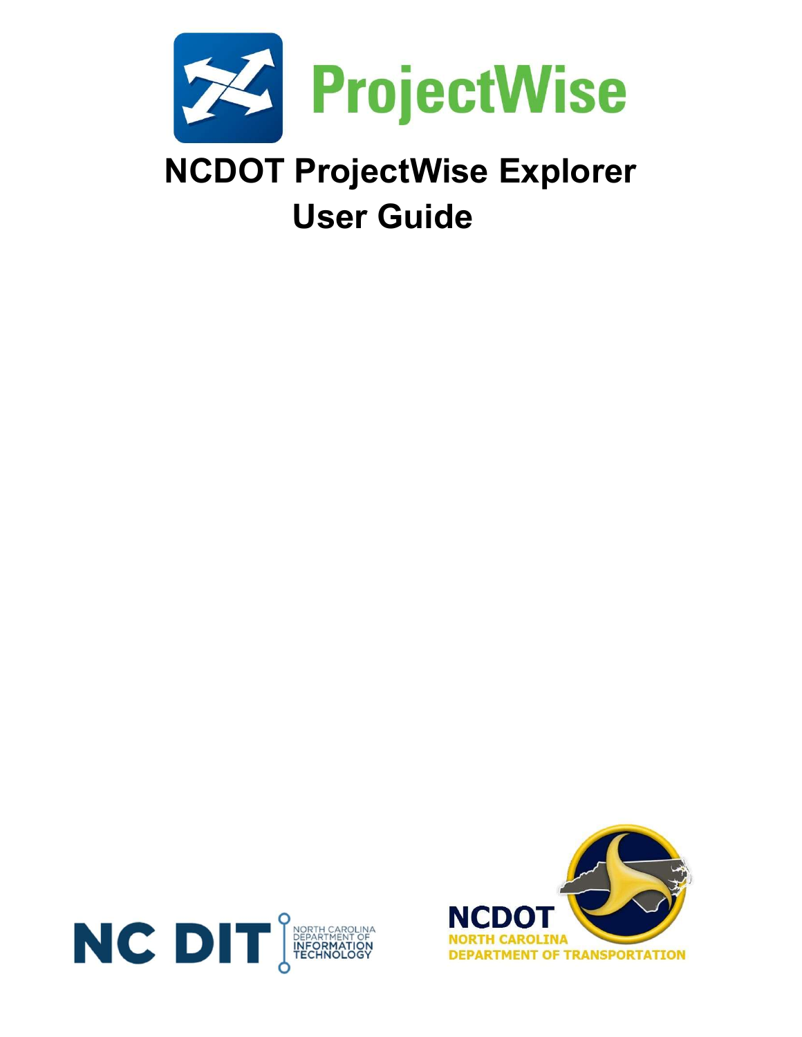# NCDOT ProjectWise Explorer User Guide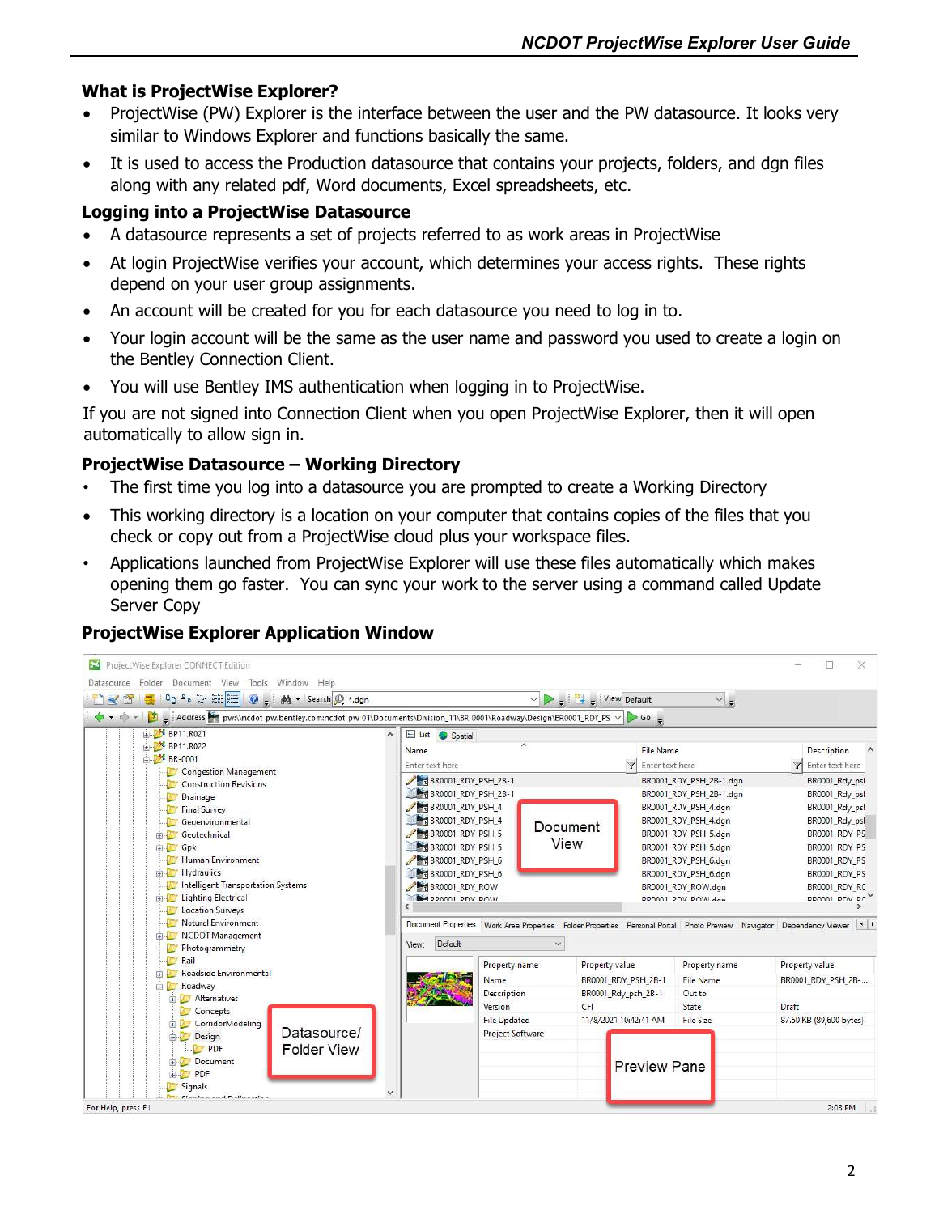## What is ProjectWise Explorer?

- ProjectWise (PW) Explorer is the interface between the user and the PW datasource. It looks very similar to Windows Explorer and functions basically the same.
- It is used to access the Production datasource that contains your projects, folders, and dgn files along with any related pdf, Word documents, Excel spreadsheets, etc.

## Logging into a ProjectWise Datasource

- A datasource represents a set of projects referred to as work areas in ProjectWise
- At login ProjectWise verifies your account, which determines your access rights. These rights depend on your user group assignments.
- An account will be created for you for each datasource you need to log in to.
- Your login account will be the same as the user name and password you used to create a login on the Bentley Connection Client.
- You will use Bentley IMS authentication when logging in to ProjectWise.

If you are not signed into Connection Client when you open ProjectWise Explorer, then it will open automatically to allow sign in.

## ProjectWise Datasource – Working Directory

- The first time you log into a datasource you are prompted to create a Working Directory
- This working directory is a location on your computer that contains copies of the files that you check or copy out from a ProjectWise cloud plus your workspace files.
- Applications launched from ProjectWise Explorer will use these files automatically which makes opening them go faster. You can sync your work to the server using a command called Update Server Copy

## ProjectWise Explorer Application Window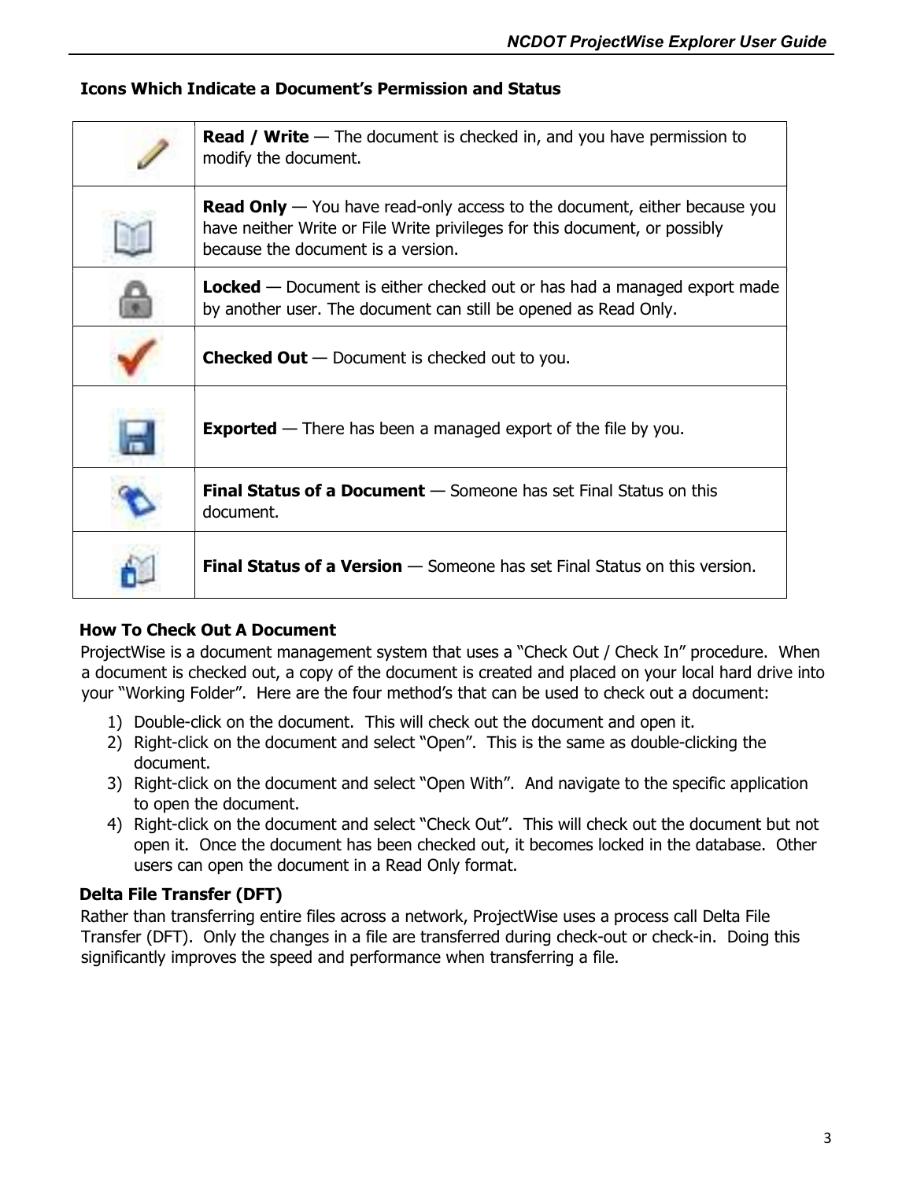## Icons Which Indicate a Document's Permission and Status

| Icon | Description |
| --- | --- |
| | **Read / Write** — The document is checked in, and you have permission to modify the document. |
| | **Read Only** — You have read-only access to the document, either because you have neither Write or File Write privileges for this document, or possibly because the document is a version. |
| | **Locked** — Document is either checked out or has had a managed export made by another user. The document can still be opened as Read Only. |
| | **Checked Out** — Document is checked out to you. |
| | **Exported** — There has been a managed export of the file by you. |
| | **Final Status of a Document** — Someone has set Final Status on this document. |
| | **Final Status of a Version** — Someone has set Final Status on this version. |

## How To Check Out A Document

ProjectWise is a document management system that uses a "Check Out / Check In" procedure. When a document is checked out, a copy of the document is created and placed on your local hard drive into your "Working Folder". Here are the four method's that can be used to check out a document:

1) Double-click on the document. This will check out the document and open it.
2) Right-click on the document and select "Open". This is the same as double-clicking the document.
3) Right-click on the document and select "Open With". And navigate to the specific application to open the document.
4) Right-click on the document and select "Check Out". This will check out the document but not open it. Once the document has been checked out, it becomes locked in the database. Other users can open the document in a Read Only format.

## Delta File Transfer (DFT)

Rather than transferring entire files across a network, ProjectWise uses a process call Delta File Transfer (DFT). Only the changes in a file are transferred during check-out or check-in. Doing this significantly improves the speed and performance when transferring a file.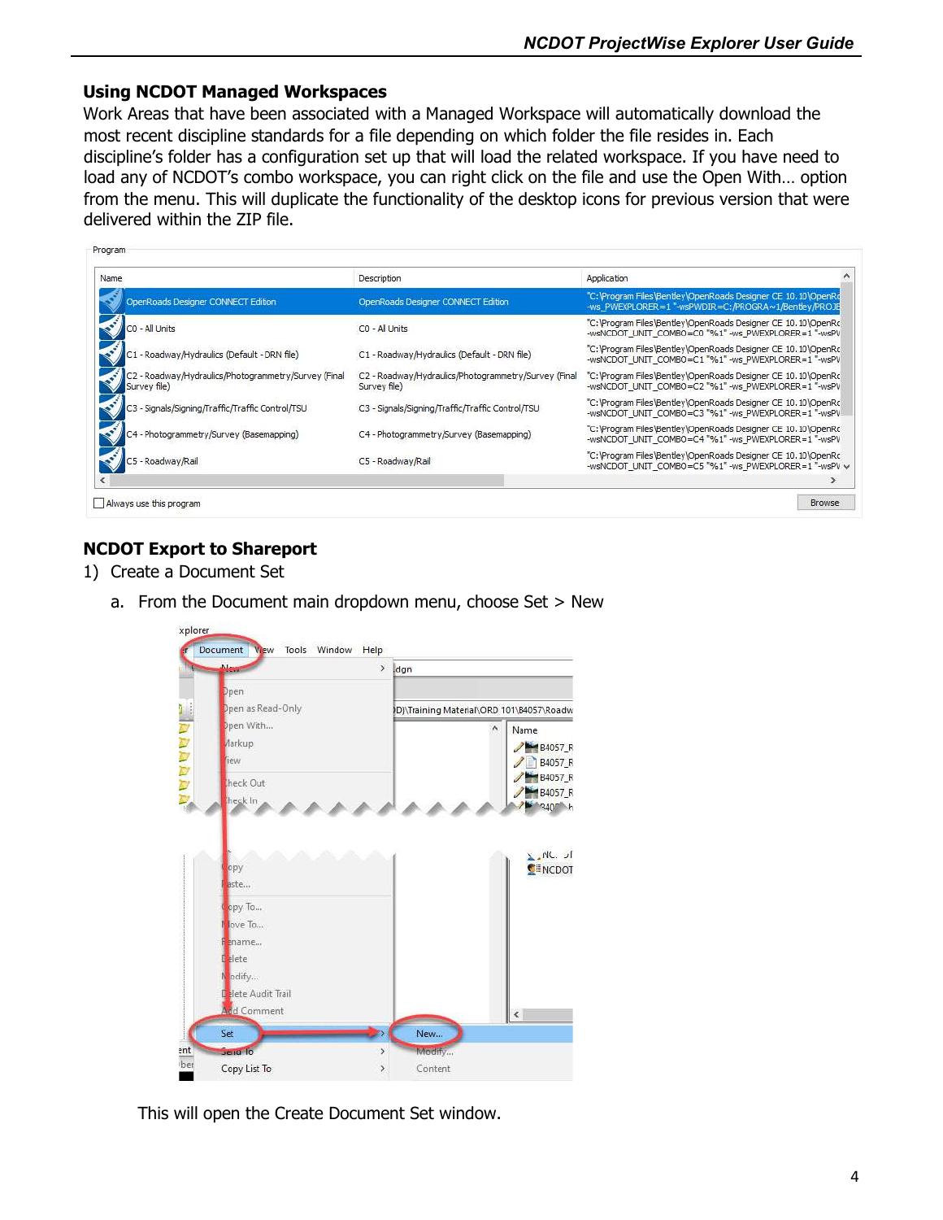## Using NCDOT Managed Workspaces

Work Areas that have been associated with a Managed Workspace will automatically download the most recent discipline standards for a file depending on which folder the file resides in. Each discipline's folder has a configuration set up that will load the related workspace. If you have need to load any of NCDOT's combo workspace, you can right click on the file and use the Open With… option from the menu. This will duplicate the functionality of the desktop icons for previous version that were delivered within the ZIP file.

## NCDOT Export to Shareport

1) Create a Document Set
   a. From the Document main dropdown menu, choose Set > New

   This will open the Create Document Set window.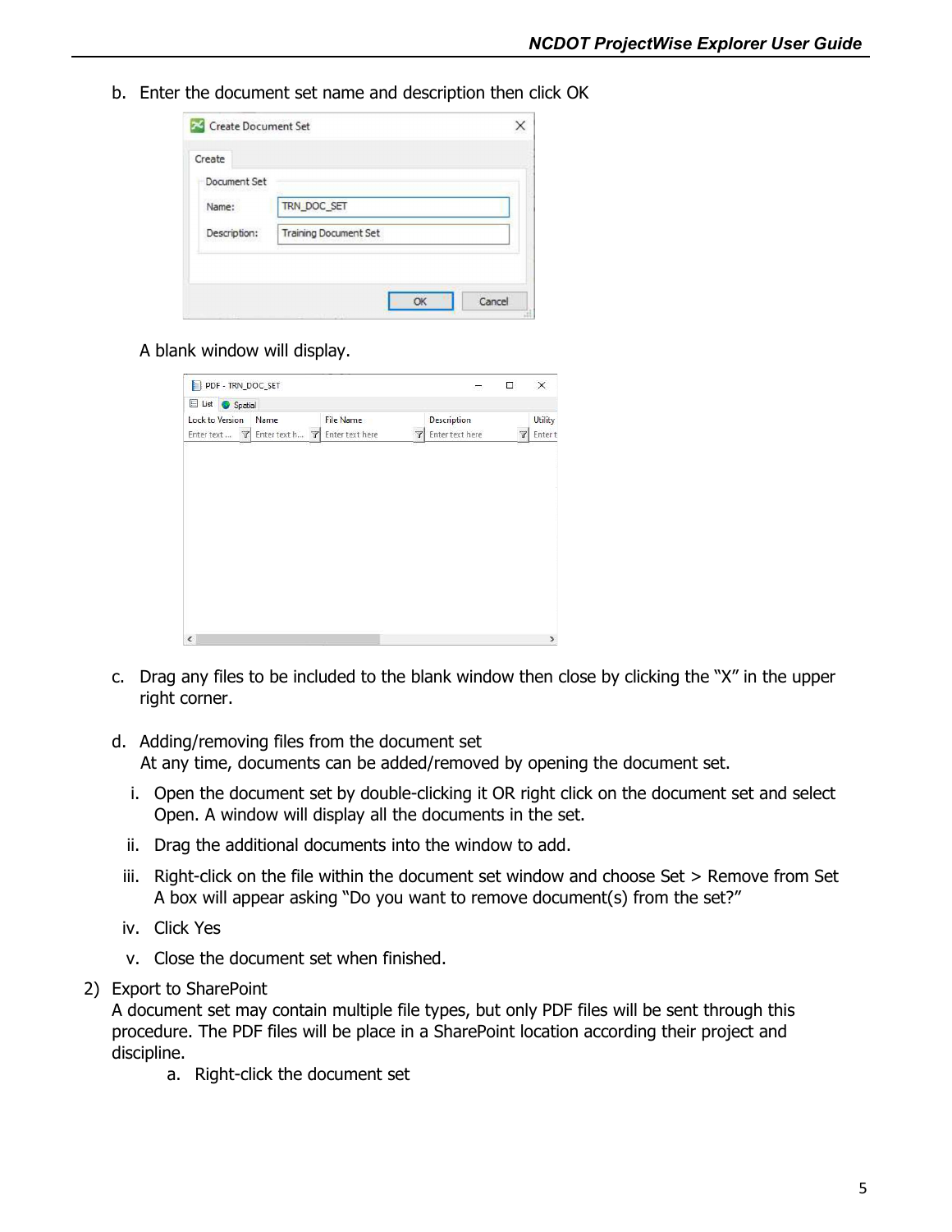b. Enter the document set name and description then click OK

A blank window will display.

c. Drag any files to be included to the blank window then close by clicking the "X" in the upper right corner.

d. Adding/removing files from the document set
   At any time, documents can be added/removed by opening the document set.

   i. Open the document set by double-clicking it OR right click on the document set and select Open. A window will display all the documents in the set.

   ii. Drag the additional documents into the window to add.

   iii. Right-click on the file within the document set window and choose Set > Remove from Set
   A box will appear asking "Do you want to remove document(s) from the set?"

   iv. Click Yes

   v. Close the document set when finished.

2) Export to SharePoint
A document set may contain multiple file types, but only PDF files will be sent through this procedure. The PDF files will be place in a SharePoint location according their project and discipline.

   a. Right-click the document set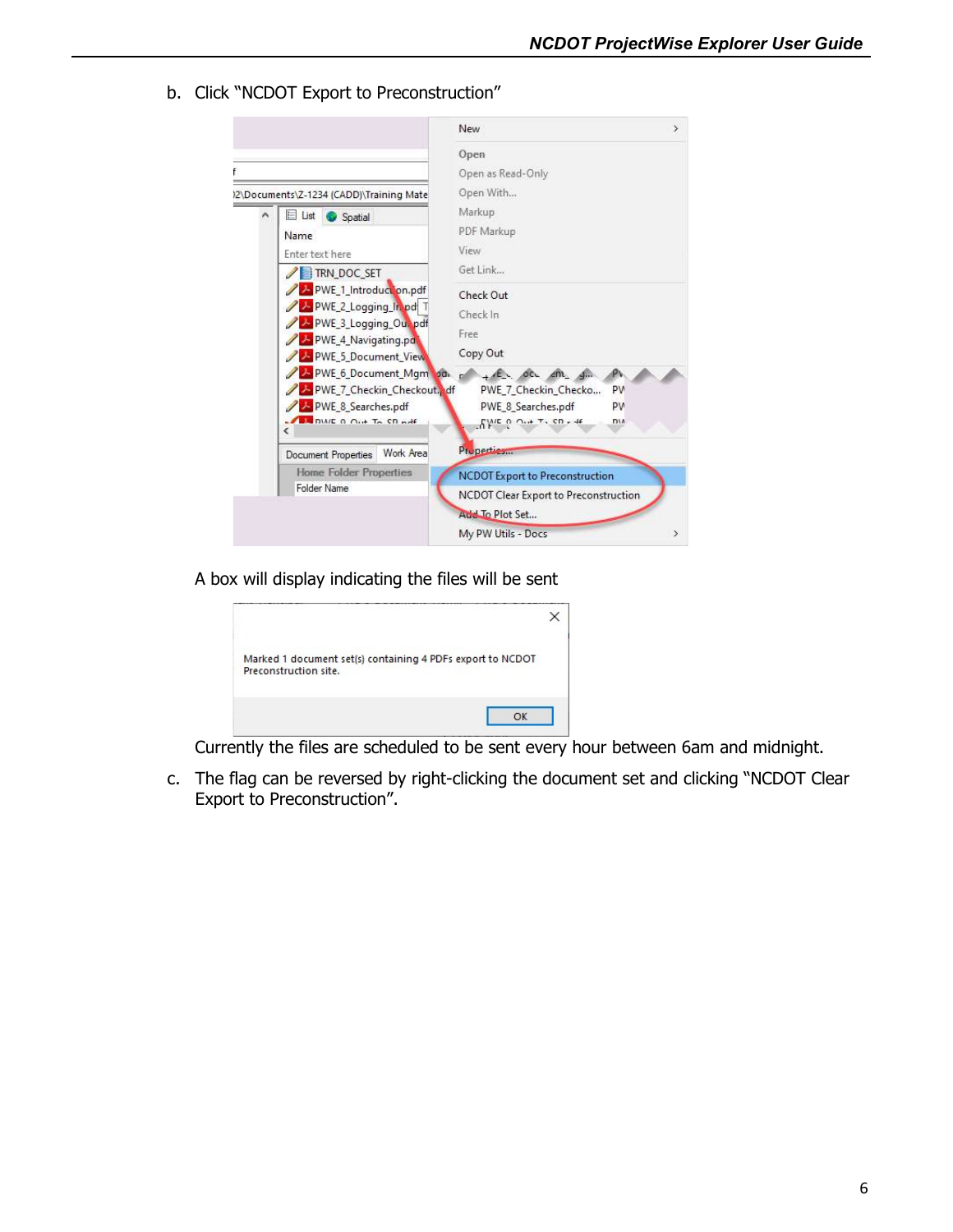b. Click "NCDOT Export to Preconstruction"

A box will display indicating the files will be sent

Currently the files are scheduled to be sent every hour between 6am and midnight.

c. The flag can be reversed by right-clicking the document set and clicking "NCDOT Clear Export to Preconstruction".